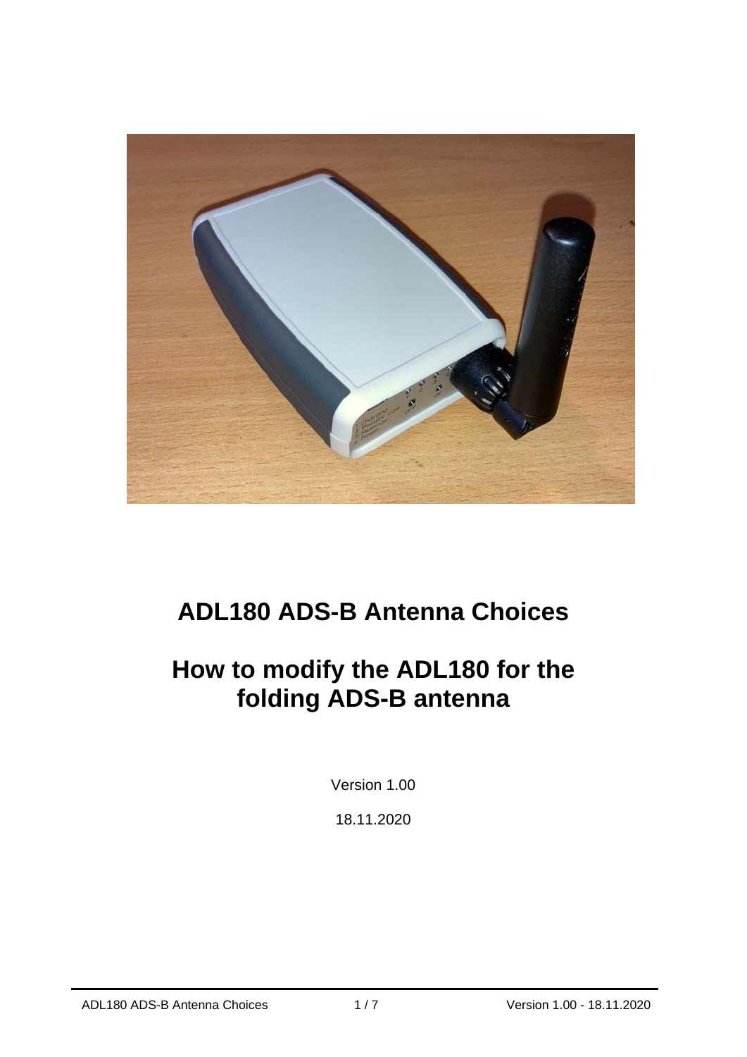# ADL180 ADS-B Antenna Choices

# How to modify the ADL180 for the folding ADS-B antenna

Version 1.00

18.11.2020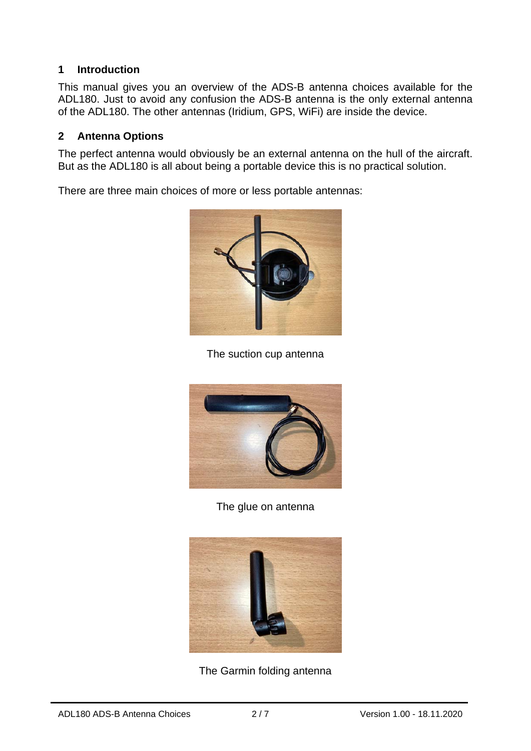## 1 Introduction

This manual gives you an overview of the ADS-B antenna choices available for the ADL180. Just to avoid any confusion the ADS-B antenna is the only external antenna of the ADL180. The other antennas (Iridium, GPS, WiFi) are inside the device.

## 2 Antenna Options

The perfect antenna would obviously be an external antenna on the hull of the aircraft. But as the ADL180 is all about being a portable device this is no practical solution.

There are three main choices of more or less portable antennas:

The suction cup antenna

The glue on antenna

The Garmin folding antenna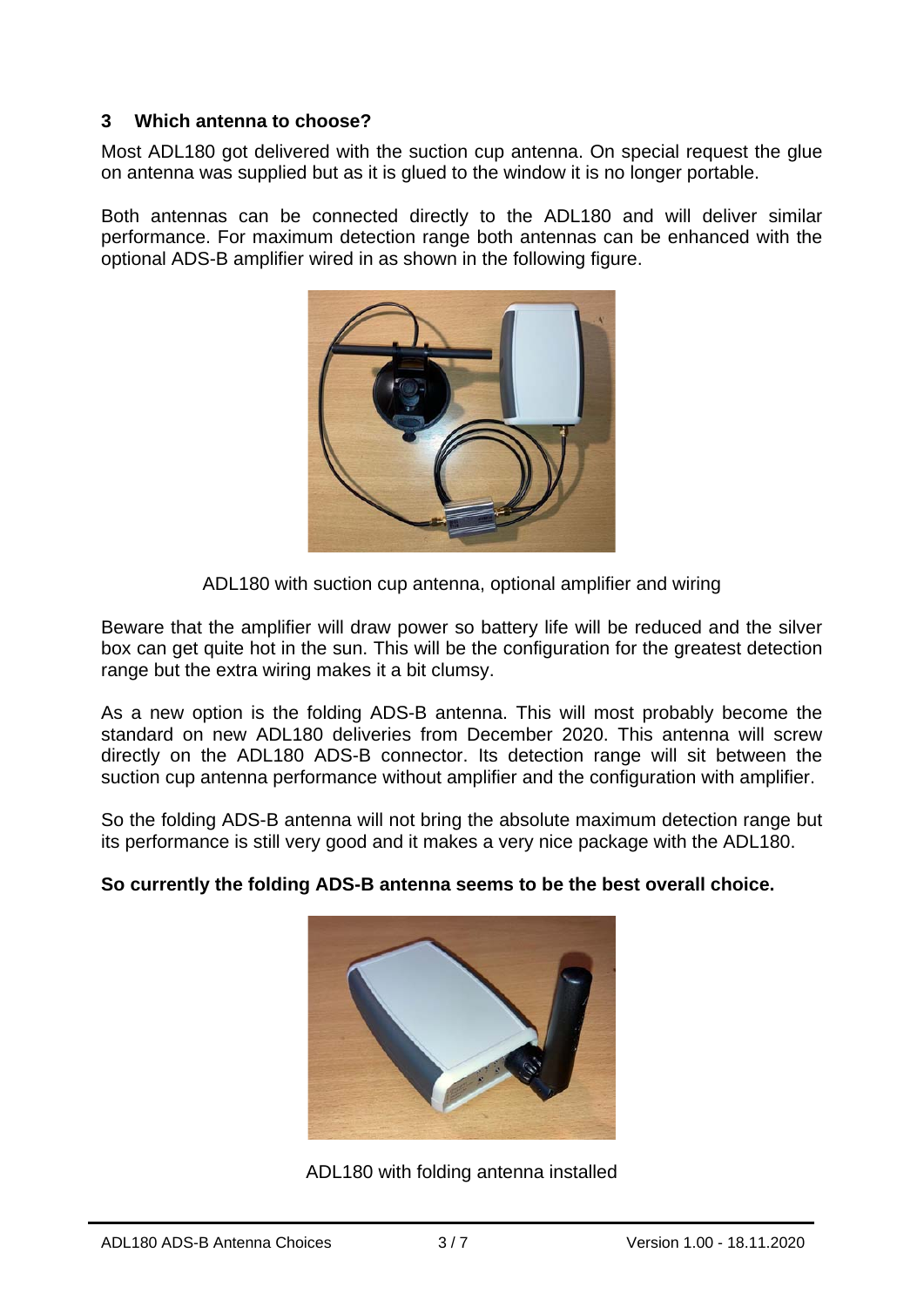## 3 Which antenna to choose?

Most ADL180 got delivered with the suction cup antenna. On special request the glue on antenna was supplied but as it is glued to the window it is no longer portable.

Both antennas can be connected directly to the ADL180 and will deliver similar performance. For maximum detection range both antennas can be enhanced with the optional ADS-B amplifier wired in as shown in the following figure.

ADL180 with suction cup antenna, optional amplifier and wiring

Beware that the amplifier will draw power so battery life will be reduced and the silver box can get quite hot in the sun. This will be the configuration for the greatest detection range but the extra wiring makes it a bit clumsy.

As a new option is the folding ADS-B antenna. This will most probably become the standard on new ADL180 deliveries from December 2020. This antenna will screw directly on the ADL180 ADS-B connector. Its detection range will sit between the suction cup antenna performance without amplifier and the configuration with amplifier.

So the folding ADS-B antenna will not bring the absolute maximum detection range but its performance is still very good and it makes a very nice package with the ADL180.

**So currently the folding ADS-B antenna seems to be the best overall choice.**

ADL180 with folding antenna installed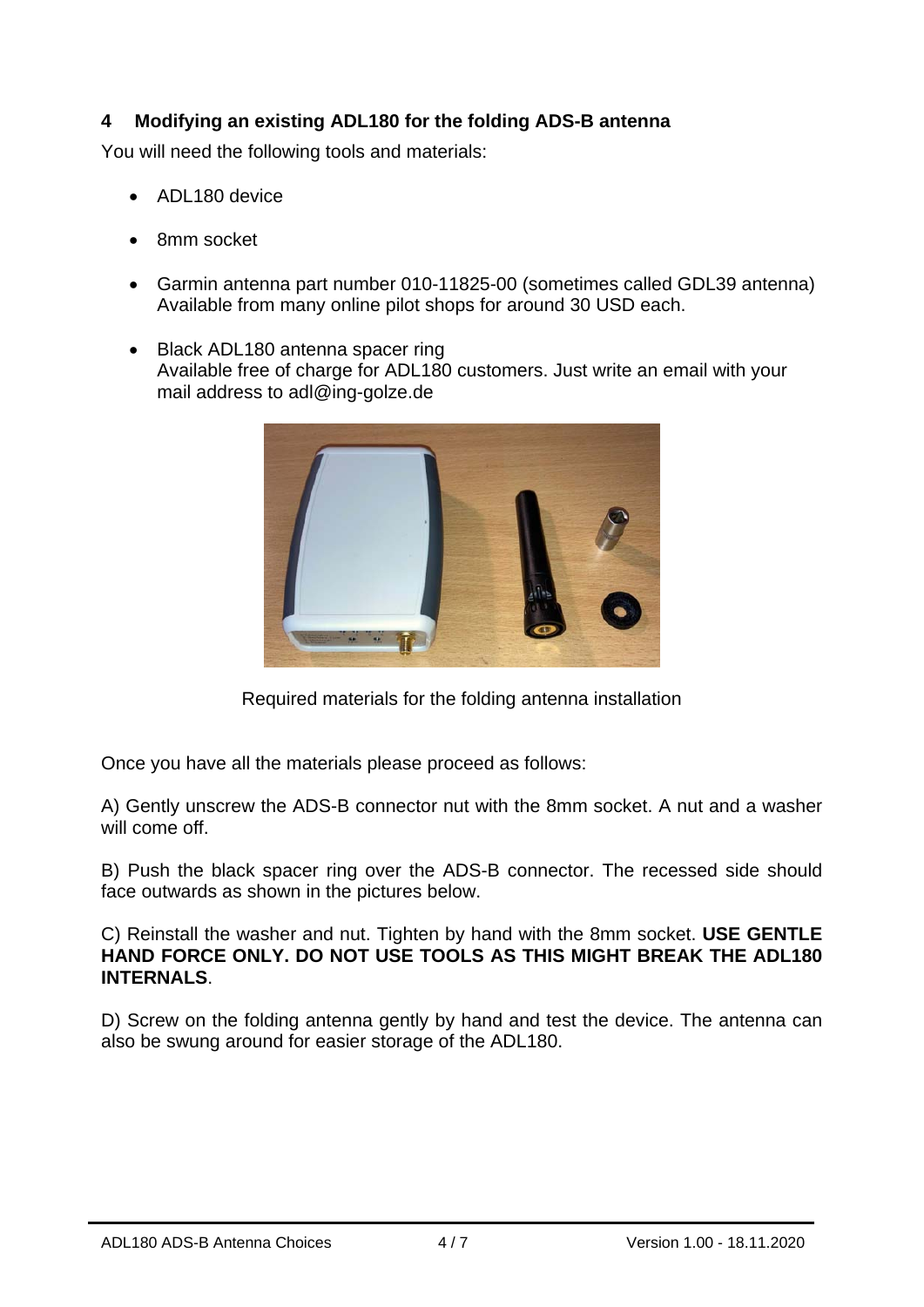## 4 Modifying an existing ADL180 for the folding ADS-B antenna

You will need the following tools and materials:

- ADL180 device
- 8mm socket
- Garmin antenna part number 010-11825-00 (sometimes called GDL39 antenna) Available from many online pilot shops for around 30 USD each.
- Black ADL180 antenna spacer ring
  Available free of charge for ADL180 customers. Just write an email with your mail address to adl@ing-golze.de

Required materials for the folding antenna installation

Once you have all the materials please proceed as follows:

A) Gently unscrew the ADS-B connector nut with the 8mm socket. A nut and a washer will come off.

B) Push the black spacer ring over the ADS-B connector. The recessed side should face outwards as shown in the pictures below.

C) Reinstall the washer and nut. Tighten by hand with the 8mm socket. **USE GENTLE HAND FORCE ONLY. DO NOT USE TOOLS AS THIS MIGHT BREAK THE ADL180 INTERNALS**.

D) Screw on the folding antenna gently by hand and test the device. The antenna can also be swung around for easier storage of the ADL180.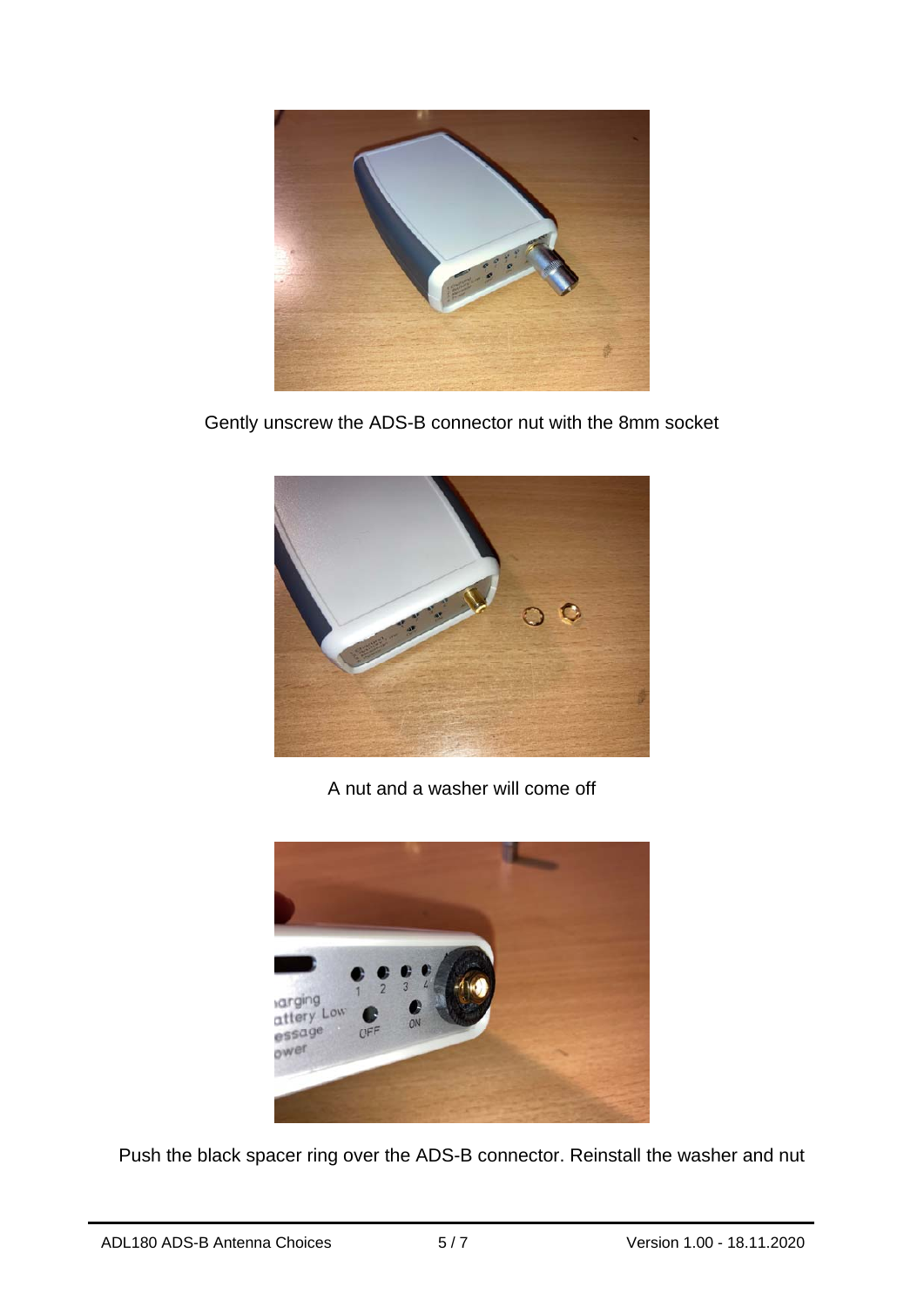Gently unscrew the ADS-B connector nut with the 8mm socket

A nut and a washer will come off

Push the black spacer ring over the ADS-B connector. Reinstall the washer and nut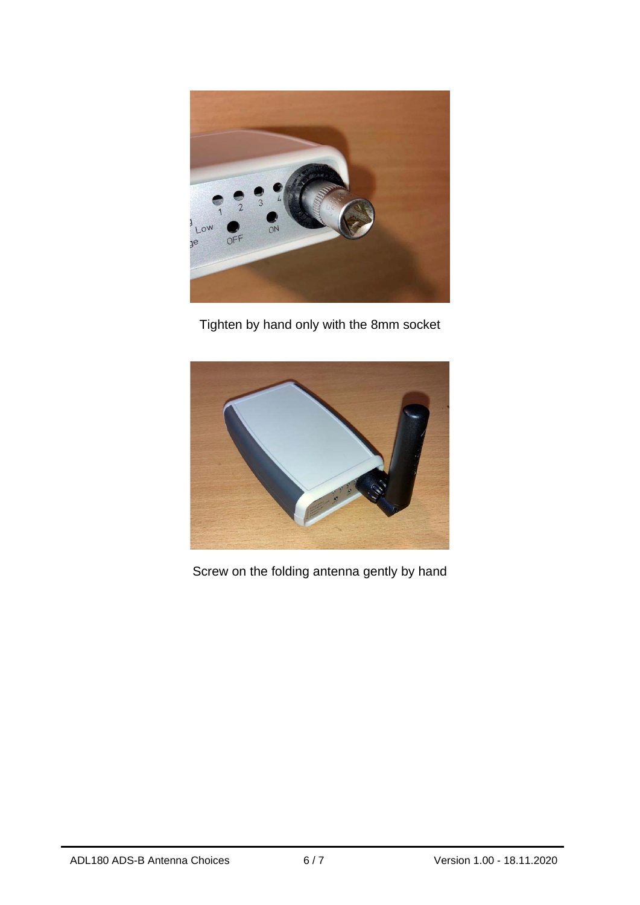Tighten by hand only with the 8mm socket

Screw on the folding antenna gently by hand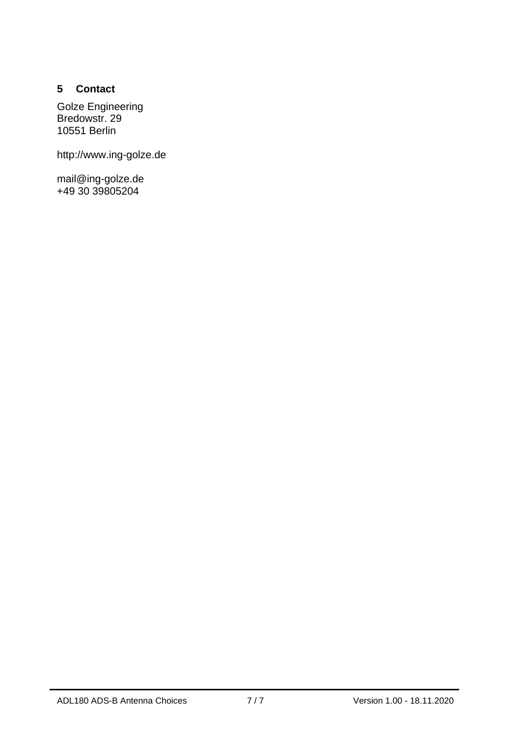## 5 Contact

Golze Engineering
Bredowstr. 29
10551 Berlin

http://www.ing-golze.de

mail@ing-golze.de
+49 30 39805204